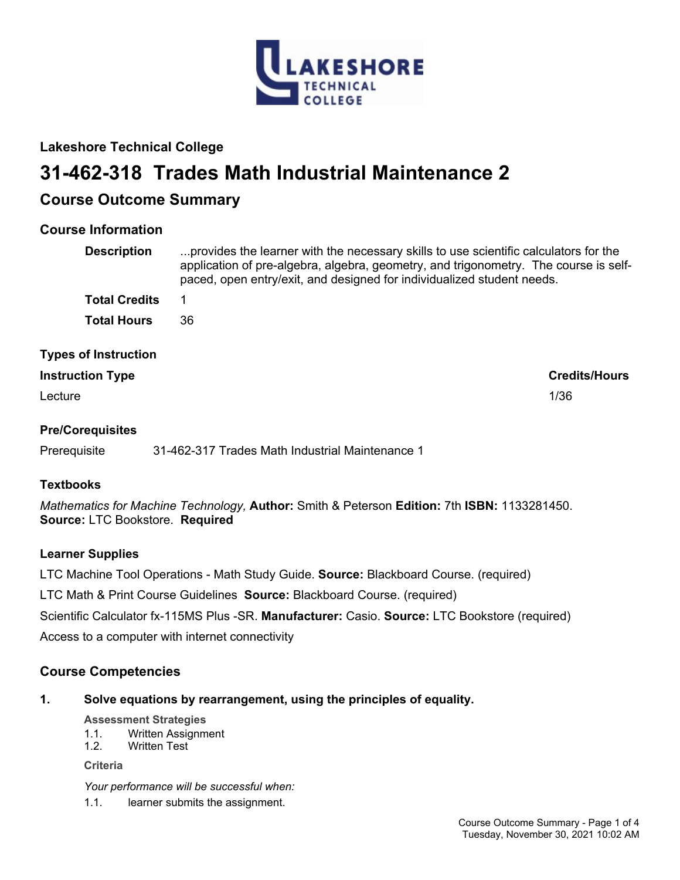**Lakeshore Technical College**

# 31-462-318 Trades Math Industrial Maintenance 2

## Course Outcome Summary

### Course Information

**Description** ...provides the learner with the necessary skills to use scientific calculators for the application of pre-algebra, algebra, geometry, and trigonometry. The course is self-paced, open entry/exit, and designed for individualized student needs.

**Total Credits** 1

**Total Hours** 36

### Types of Instruction

| Instruction Type | Credits/Hours |
| --- | --- |
| Lecture | 1/36 |

### Pre/Corequisites

Prerequisite 31-462-317 Trades Math Industrial Maintenance 1

### Textbooks

*Mathematics for Machine Technology,* **Author:** Smith & Peterson **Edition:** 7th **ISBN:** 1133281450. **Source:** LTC Bookstore. **Required**

### Learner Supplies

LTC Machine Tool Operations - Math Study Guide. **Source:** Blackboard Course. (required)

LTC Math & Print Course Guidelines **Source:** Blackboard Course. (required)

Scientific Calculator fx-115MS Plus -SR. **Manufacturer:** Casio. **Source:** LTC Bookstore (required)

Access to a computer with internet connectivity

## Course Competencies

**1. Solve equations by rearrangement, using the principles of equality.**

**Assessment Strategies**

1.1. Written Assignment
1.2. Written Test

**Criteria**

*Your performance will be successful when:*

1.1. learner submits the assignment.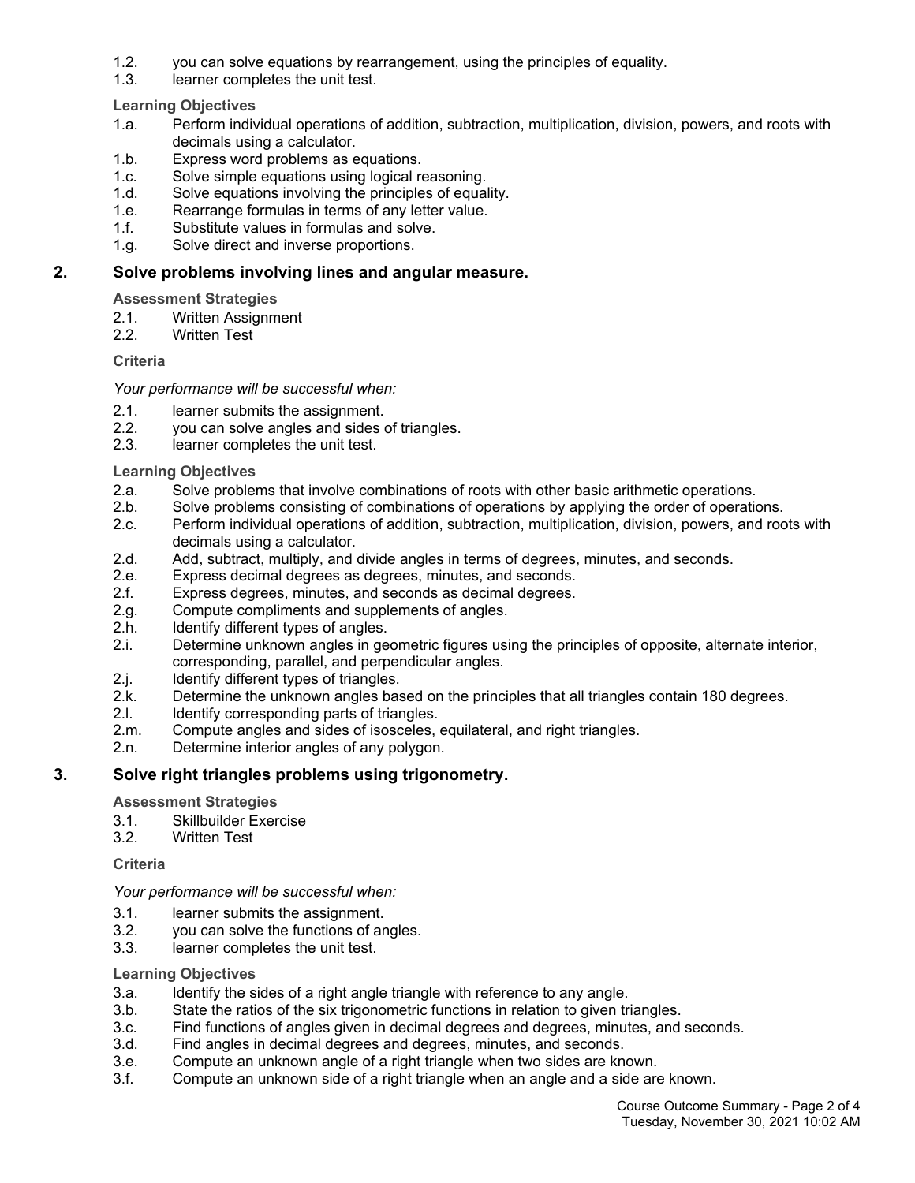1.2. you can solve equations by rearrangement, using the principles of equality.
1.3. learner completes the unit test.

**Learning Objectives**

1.a. Perform individual operations of addition, subtraction, multiplication, division, powers, and roots with decimals using a calculator.
1.b. Express word problems as equations.
1.c. Solve simple equations using logical reasoning.
1.d. Solve equations involving the principles of equality.
1.e. Rearrange formulas in terms of any letter value.
1.f. Substitute values in formulas and solve.
1.g. Solve direct and inverse proportions.

## 2. Solve problems involving lines and angular measure.

**Assessment Strategies**

2.1. Written Assignment
2.2. Written Test

**Criteria**

*Your performance will be successful when:*

2.1. learner submits the assignment.
2.2. you can solve angles and sides of triangles.
2.3. learner completes the unit test.

**Learning Objectives**

2.a. Solve problems that involve combinations of roots with other basic arithmetic operations.
2.b. Solve problems consisting of combinations of operations by applying the order of operations.
2.c. Perform individual operations of addition, subtraction, multiplication, division, powers, and roots with decimals using a calculator.
2.d. Add, subtract, multiply, and divide angles in terms of degrees, minutes, and seconds.
2.e. Express decimal degrees as degrees, minutes, and seconds.
2.f. Express degrees, minutes, and seconds as decimal degrees.
2.g. Compute compliments and supplements of angles.
2.h. Identify different types of angles.
2.i. Determine unknown angles in geometric figures using the principles of opposite, alternate interior, corresponding, parallel, and perpendicular angles.
2.j. Identify different types of triangles.
2.k. Determine the unknown angles based on the principles that all triangles contain 180 degrees.
2.l. Identify corresponding parts of triangles.
2.m. Compute angles and sides of isosceles, equilateral, and right triangles.
2.n. Determine interior angles of any polygon.

## 3. Solve right triangles problems using trigonometry.

**Assessment Strategies**

3.1. Skillbuilder Exercise
3.2. Written Test

**Criteria**

*Your performance will be successful when:*

3.1. learner submits the assignment.
3.2. you can solve the functions of angles.
3.3. learner completes the unit test.

**Learning Objectives**

3.a. Identify the sides of a right angle triangle with reference to any angle.
3.b. State the ratios of the six trigonometric functions in relation to given triangles.
3.c. Find functions of angles given in decimal degrees and degrees, minutes, and seconds.
3.d. Find angles in decimal degrees and degrees, minutes, and seconds.
3.e. Compute an unknown angle of a right triangle when two sides are known.
3.f. Compute an unknown side of a right triangle when an angle and a side are known.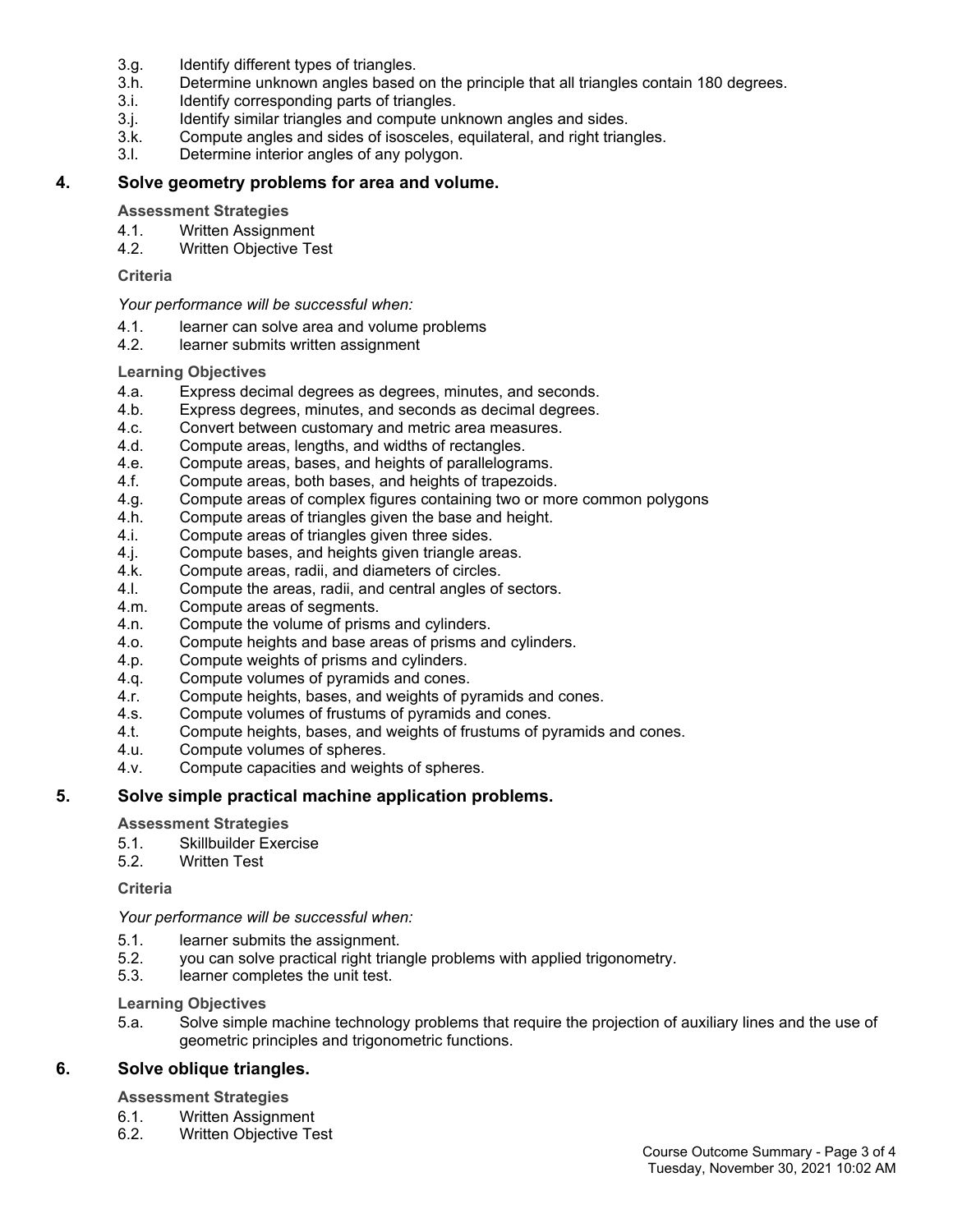3.g. Identify different types of triangles.
3.h. Determine unknown angles based on the principle that all triangles contain 180 degrees.
3.i. Identify corresponding parts of triangles.
3.j. Identify similar triangles and compute unknown angles and sides.
3.k. Compute angles and sides of isosceles, equilateral, and right triangles.
3.l. Determine interior angles of any polygon.

## 4. Solve geometry problems for area and volume.

**Assessment Strategies**

4.1. Written Assignment
4.2. Written Objective Test

**Criteria**

*Your performance will be successful when:*

4.1. learner can solve area and volume problems
4.2. learner submits written assignment

**Learning Objectives**

4.a. Express decimal degrees as degrees, minutes, and seconds.
4.b. Express degrees, minutes, and seconds as decimal degrees.
4.c. Convert between customary and metric area measures.
4.d. Compute areas, lengths, and widths of rectangles.
4.e. Compute areas, bases, and heights of parallelograms.
4.f. Compute areas, both bases, and heights of trapezoids.
4.g. Compute areas of complex figures containing two or more common polygons
4.h. Compute areas of triangles given the base and height.
4.i. Compute areas of triangles given three sides.
4.j. Compute bases, and heights given triangle areas.
4.k. Compute areas, radii, and diameters of circles.
4.l. Compute the areas, radii, and central angles of sectors.
4.m. Compute areas of segments.
4.n. Compute the volume of prisms and cylinders.
4.o. Compute heights and base areas of prisms and cylinders.
4.p. Compute weights of prisms and cylinders.
4.q. Compute volumes of pyramids and cones.
4.r. Compute heights, bases, and weights of pyramids and cones.
4.s. Compute volumes of frustums of pyramids and cones.
4.t. Compute heights, bases, and weights of frustums of pyramids and cones.
4.u. Compute volumes of spheres.
4.v. Compute capacities and weights of spheres.

## 5. Solve simple practical machine application problems.

**Assessment Strategies**

5.1. Skillbuilder Exercise
5.2. Written Test

**Criteria**

*Your performance will be successful when:*

5.1. learner submits the assignment.
5.2. you can solve practical right triangle problems with applied trigonometry.
5.3. learner completes the unit test.

**Learning Objectives**

5.a. Solve simple machine technology problems that require the projection of auxiliary lines and the use of geometric principles and trigonometric functions.

## 6. Solve oblique triangles.

**Assessment Strategies**

6.1. Written Assignment
6.2. Written Objective Test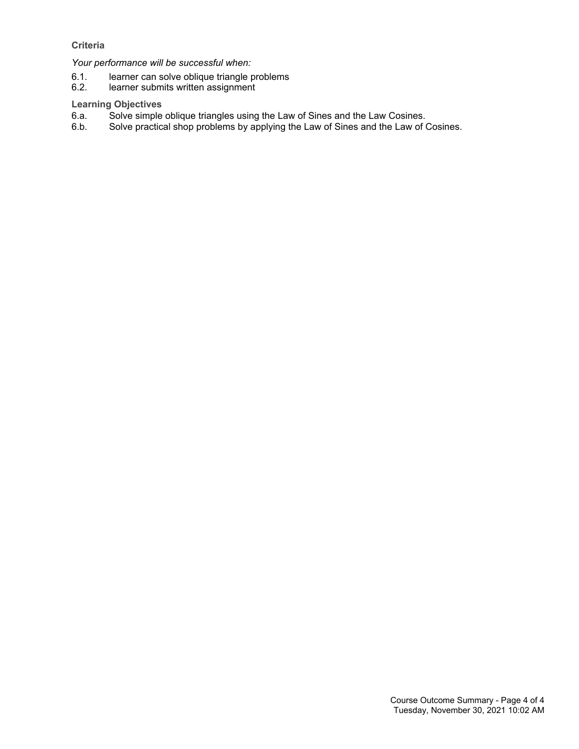**Criteria**

*Your performance will be successful when:*

6.1. learner can solve oblique triangle problems
6.2. learner submits written assignment

**Learning Objectives**

6.a. Solve simple oblique triangles using the Law of Sines and the Law Cosines.
6.b. Solve practical shop problems by applying the Law of Sines and the Law of Cosines.